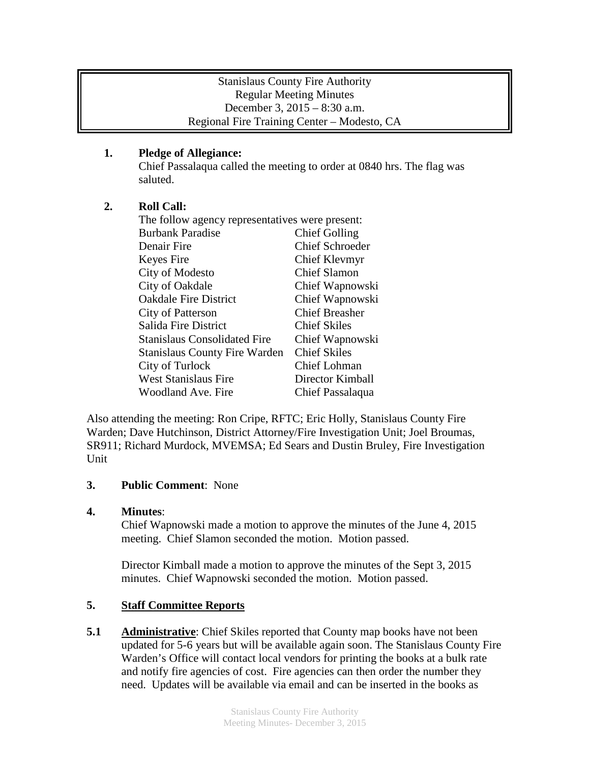Stanislaus County Fire Authority
Regular Meeting Minutes
December 3, 2015 – 8:30 a.m.
Regional Fire Training Center – Modesto, CA

**1. Pledge of Allegiance:**
Chief Passalaqua called the meeting to order at 0840 hrs. The flag was saluted.

**2. Roll Call:**
The follow agency representatives were present:

| | |
|---|---|
| Burbank Paradise | Chief Golling |
| Denair Fire | Chief Schroeder |
| Keyes Fire | Chief Klevmyr |
| City of Modesto | Chief Slamon |
| City of Oakdale | Chief Wapnowski |
| Oakdale Fire District | Chief Wapnowski |
| City of Patterson | Chief Breasher |
| Salida Fire District | Chief Skiles |
| Stanislaus Consolidated Fire | Chief Wapnowski |
| Stanislaus County Fire Warden | Chief Skiles |
| City of Turlock | Chief Lohman |
| West Stanislaus Fire | Director Kimball |
| Woodland Ave. Fire | Chief Passalaqua |

Also attending the meeting: Ron Cripe, RFTC; Eric Holly, Stanislaus County Fire Warden; Dave Hutchinson, District Attorney/Fire Investigation Unit; Joel Broumas, SR911; Richard Murdock, MVEMSA; Ed Sears and Dustin Bruley, Fire Investigation Unit

**3. Public Comment**: None

**4. Minutes**:
Chief Wapnowski made a motion to approve the minutes of the June 4, 2015 meeting. Chief Slamon seconded the motion. Motion passed.

Director Kimball made a motion to approve the minutes of the Sept 3, 2015 minutes. Chief Wapnowski seconded the motion. Motion passed.

**5. Staff Committee Reports**

**5.1 Administrative**: Chief Skiles reported that County map books have not been updated for 5-6 years but will be available again soon. The Stanislaus County Fire Warden's Office will contact local vendors for printing the books at a bulk rate and notify fire agencies of cost. Fire agencies can then order the number they need. Updates will be available via email and can be inserted in the books as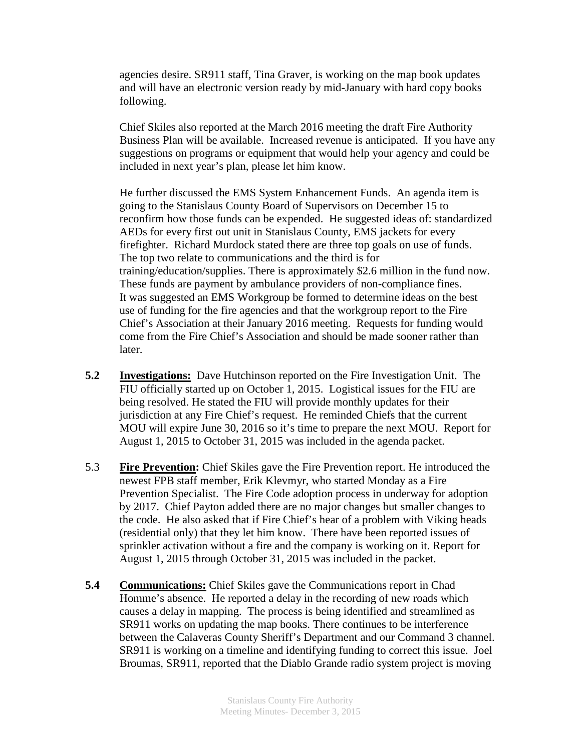agencies desire. SR911 staff, Tina Graver, is working on the map book updates and will have an electronic version ready by mid-January with hard copy books following.

Chief Skiles also reported at the March 2016 meeting the draft Fire Authority Business Plan will be available. Increased revenue is anticipated. If you have any suggestions on programs or equipment that would help your agency and could be included in next year's plan, please let him know.

He further discussed the EMS System Enhancement Funds. An agenda item is going to the Stanislaus County Board of Supervisors on December 15 to reconfirm how those funds can be expended. He suggested ideas of: standardized AEDs for every first out unit in Stanislaus County, EMS jackets for every firefighter. Richard Murdock stated there are three top goals on use of funds. The top two relate to communications and the third is for training/education/supplies. There is approximately \$2.6 million in the fund now. These funds are payment by ambulance providers of non-compliance fines. It was suggested an EMS Workgroup be formed to determine ideas on the best use of funding for the fire agencies and that the workgroup report to the Fire Chief's Association at their January 2016 meeting. Requests for funding would come from the Fire Chief's Association and should be made sooner rather than later.

**5.2** **<u>Investigations:</u>** Dave Hutchinson reported on the Fire Investigation Unit. The FIU officially started up on October 1, 2015. Logistical issues for the FIU are being resolved. He stated the FIU will provide monthly updates for their jurisdiction at any Fire Chief's request. He reminded Chiefs that the current MOU will expire June 30, 2016 so it's time to prepare the next MOU. Report for August 1, 2015 to October 31, 2015 was included in the agenda packet.

5.3 **<u>Fire Prevention</u>:** Chief Skiles gave the Fire Prevention report. He introduced the newest FPB staff member, Erik Klevmyr, who started Monday as a Fire Prevention Specialist. The Fire Code adoption process in underway for adoption by 2017. Chief Payton added there are no major changes but smaller changes to the code. He also asked that if Fire Chief's hear of a problem with Viking heads (residential only) that they let him know. There have been reported issues of sprinkler activation without a fire and the company is working on it. Report for August 1, 2015 through October 31, 2015 was included in the packet.

**5.4** **<u>Communications:</u>** Chief Skiles gave the Communications report in Chad Homme's absence. He reported a delay in the recording of new roads which causes a delay in mapping. The process is being identified and streamlined as SR911 works on updating the map books. There continues to be interference between the Calaveras County Sheriff's Department and our Command 3 channel. SR911 is working on a timeline and identifying funding to correct this issue. Joel Broumas, SR911, reported that the Diablo Grande radio system project is moving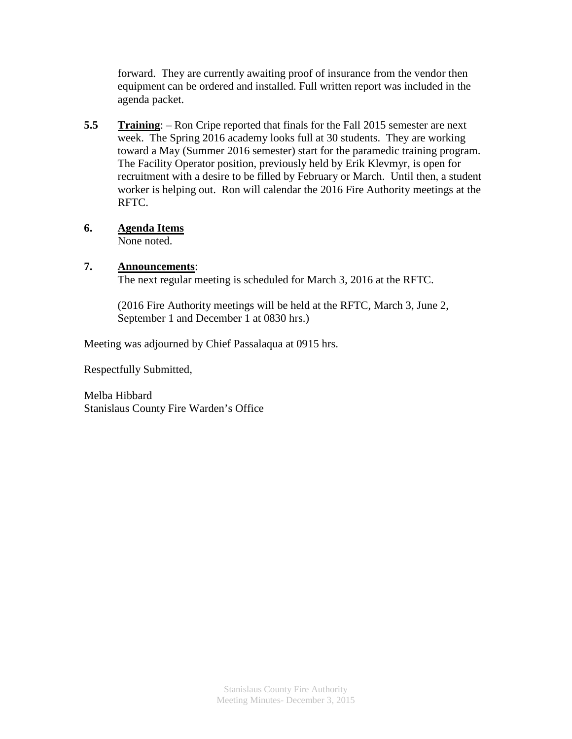forward. They are currently awaiting proof of insurance from the vendor then equipment can be ordered and installed. Full written report was included in the agenda packet.

**5.5** **Training**: – Ron Cripe reported that finals for the Fall 2015 semester are next week. The Spring 2016 academy looks full at 30 students. They are working toward a May (Summer 2016 semester) start for the paramedic training program. The Facility Operator position, previously held by Erik Klevmyr, is open for recruitment with a desire to be filled by February or March. Until then, a student worker is helping out. Ron will calendar the 2016 Fire Authority meetings at the RFTC.

**6.** **Agenda Items**

None noted.

**7.** **Announcements**:

The next regular meeting is scheduled for March 3, 2016 at the RFTC.

(2016 Fire Authority meetings will be held at the RFTC, March 3, June 2, September 1 and December 1 at 0830 hrs.)

Meeting was adjourned by Chief Passalaqua at 0915 hrs.

Respectfully Submitted,

Melba Hibbard
Stanislaus County Fire Warden's Office